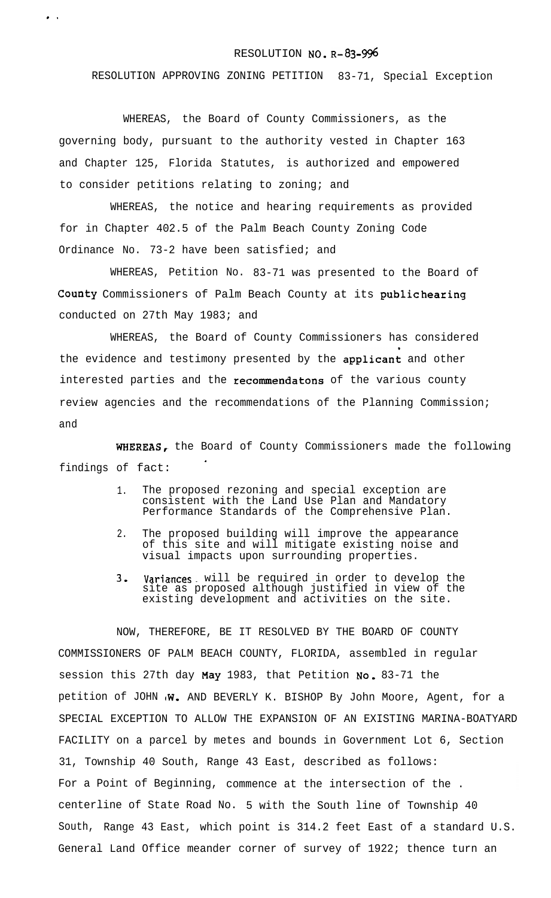RESOLUTION NO. R-83-996

RESOLUTION APPROVING ZONING PETITION 83-71, Special Exception

WHEREAS, the Board of County Commissioners, as the governing body, pursuant to the authority vested in Chapter 163 and Chapter 125, Florida Statutes, is authorized and empowered to consider petitions relating to zoning; and

WHEREAS, the notice and hearing requirements as provided for in Chapter 402.5 of the Palm Beach County Zoning Code Ordinance No. 73-2 have been satisfied; and

WHEREAS, Petition No. 83-71 was presented to the Board of County Commissioners of Palm Beach County at its public hearing conducted on 27th May 1983; and

WHEREAS, the Board of County Commissioners has considered the evidence and testimony presented by the applicant and other interested parties and the recommendatons of the various county review agencies and the recommendations of the Planning Commission; and

WHEREAS, the Board of County Commissioners made the following findings of fact:

1. The proposed rezoning and special exception are consistent with the Land Use Plan and Mandatory Performance Standards of the Comprehensive Plan.
2. The proposed building will improve the appearance of this site and will mitigate existing noise and visual impacts upon surrounding properties.
3. Variances will be required in order to develop the site as proposed although justified in view of the existing development and activities on the site.

NOW, THEREFORE, BE IT RESOLVED BY THE BOARD OF COUNTY COMMISSIONERS OF PALM BEACH COUNTY, FLORIDA, assembled in regular session this 27th day May 1983, that Petition No. 83-71 the petition of JOHN W. AND BEVERLY K. BISHOP By John Moore, Agent, for a SPECIAL EXCEPTION TO ALLOW THE EXPANSION OF AN EXISTING MARINA-BOATYARD FACILITY on a parcel by metes and bounds in Government Lot 6, Section 31, Township 40 South, Range 43 East, described as follows: For a Point of Beginning, commence at the intersection of the centerline of State Road No. 5 with the South line of Township 40 South, Range 43 East, which point is 314.2 feet East of a standard U.S. General Land Office meander corner of survey of 1922; thence turn an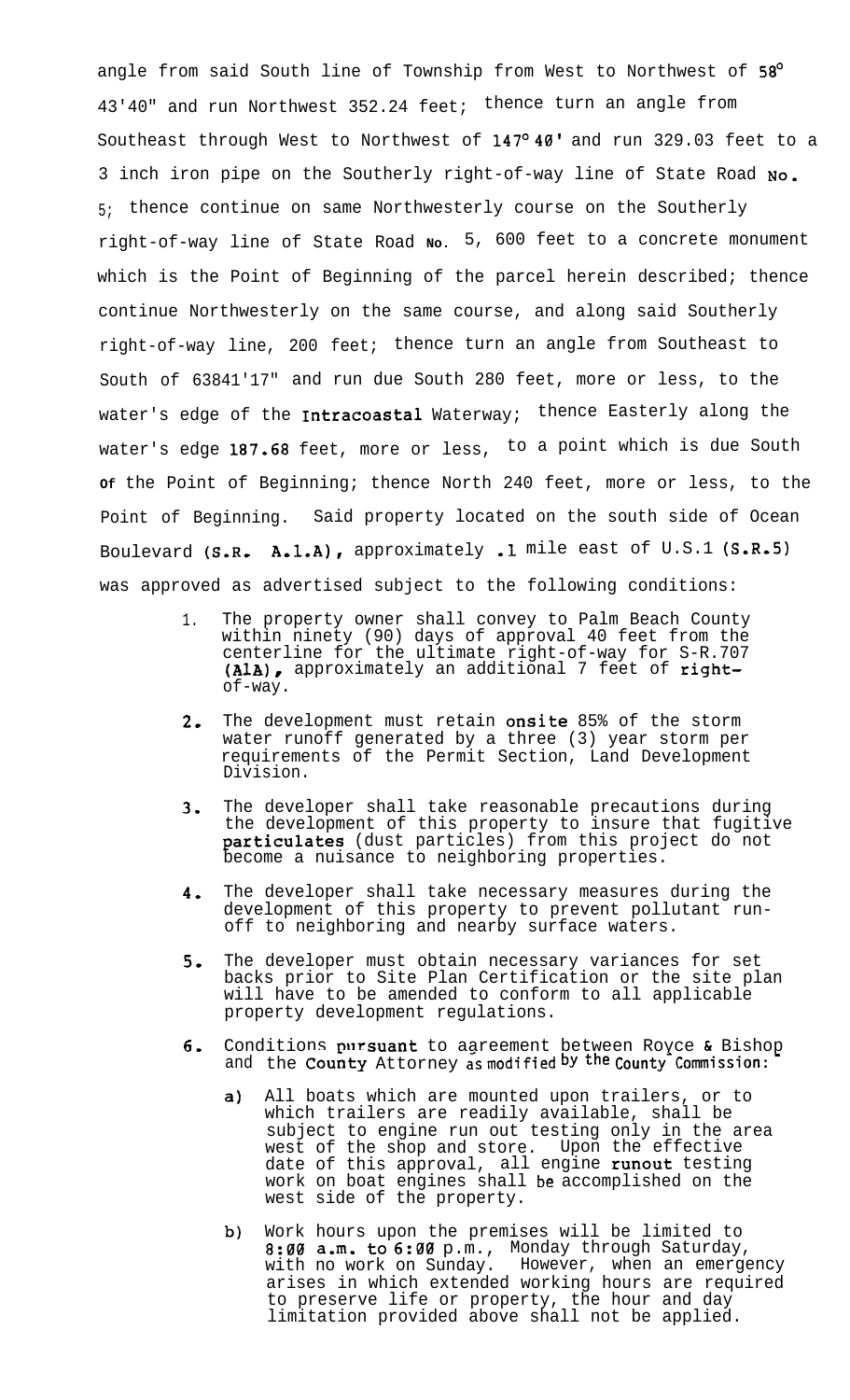angle from said South line of Township from West to Northwest of 58° 43'40" and run Northwest 352.24 feet; thence turn an angle from Southeast through West to Northwest of 147° 40' and run 329.03 feet to a 3 inch iron pipe on the Southerly right-of-way line of State Road No. 5; thence continue on same Northwesterly course on the Southerly right-of-way line of State Road No. 5, 600 feet to a concrete monument which is the Point of Beginning of the parcel herein described; thence continue Northwesterly on the same course, and along said Southerly right-of-way line, 200 feet; thence turn an angle from Southeast to South of 63841'17" and run due South 280 feet, more or less, to the water's edge of the Intracoastal Waterway; thence Easterly along the water's edge 187.68 feet, more or less, to a point which is due South of the Point of Beginning; thence North 240 feet, more or less, to the Point of Beginning. Said property located on the south side of Ocean Boulevard (S.R. A.1.A), approximately .1 mile east of U.S.1 (S.R.5) was approved as advertised subject to the following conditions:

1. The property owner shall convey to Palm Beach County within ninety (90) days of approval 40 feet from the centerline for the ultimate right-of-way for S-R.707 (AlA), approximately an additional 7 feet of right-of-way.

2. The development must retain onsite 85% of the storm water runoff generated by a three (3) year storm per requirements of the Permit Section, Land Development Division.

3. The developer shall take reasonable precautions during the development of this property to insure that fugitive particulates (dust particles) from this project do not become a nuisance to neighboring properties.

4. The developer shall take necessary measures during the development of this property to prevent pollutant run-off to neighboring and nearby surface waters.

5. The developer must obtain necessary variances for set backs prior to Site Plan Certification or the site plan will have to be amended to conform to all applicable property development regulations.

6. Conditions pursuant to agreement between Royce & Bishop and the County Attorney as modified by the County Commission:

   a) All boats which are mounted upon trailers, or to which trailers are readily available, shall be subject to engine run out testing only in the area west of the shop and store. Upon the effective date of this approval, all engine runout testing work on boat engines shall be accomplished on the west side of the property.

   b) Work hours upon the premises will be limited to 8:00 a.m. to 6:00 p.m., Monday through Saturday, with no work on Sunday. However, when an emergency arises in which extended working hours are required to preserve life or property, the hour and day limitation provided above shall not be applied.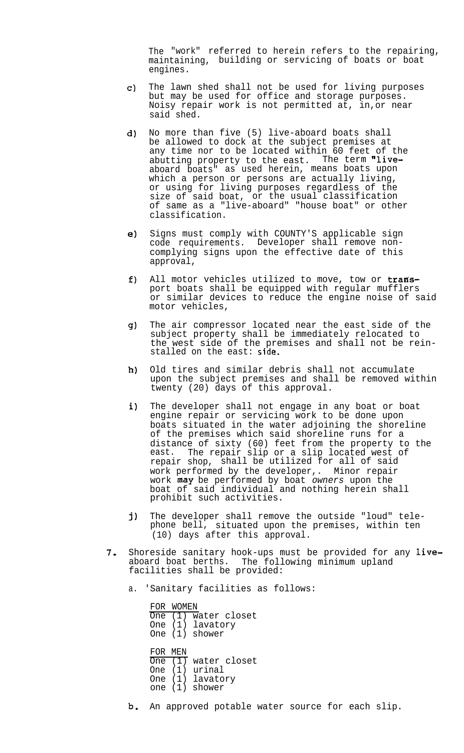The "work" referred to herein refers to the repairing, maintaining, building or servicing of boats or boat engines.

c) The lawn shed shall not be used for living purposes but may be used for office and storage purposes. Noisy repair work is not permitted at, in,or near said shed.

d) No more than five (5) live-aboard boats shall be allowed to dock at the subject premises at any time nor to be located within 60 feet of the abutting property to the east. The term "live-aboard boats" as used herein, means boats upon which a person or persons are actually living, or using for living purposes regardless of the size of said boat, or the usual classification of same as a "live-aboard" "house boat" or other classification.

e) Signs must comply with COUNTY'S applicable sign code requirements. Developer shall remove non-complying signs upon the effective date of this approval,

f) All motor vehicles utilized to move, tow or transport boats shall be equipped with regular mufflers or similar devices to reduce the engine noise of said motor vehicles,

g) The air compressor located near the east side of the subject property shall be immediately relocated to the west side of the premises and shall not be reinstalled on the east: side.

h) Old tires and similar debris shall not accumulate upon the subject premises and shall be removed within twenty (20) days of this approval.

i) The developer shall not engage in any boat or boat engine repair or servicing work to be done upon boats situated in the water adjoining the shoreline of the premises which said shoreline runs for a distance of sixty (60) feet from the property to the east. The repair slip or a slip located west of repair shop, shall be utilized for all of said work performed by the developer,. Minor repair work **may** be performed by boat *owners* upon the boat of said individual and nothing herein shall prohibit such activities.

j) The developer shall remove the outside "loud" telephone bell, situated upon the premises, within ten (10) days after this approval.

7. Shoreside sanitary hook-ups must be provided for any live-aboard boat berths. The following minimum upland facilities shall be provided:

   a. 'Sanitary facilities as follows:

      FOR WOMEN
      One (1) water closet
      One (1) lavatory
      One (1) shower

      FOR MEN
      One (1) water closet
      One (1) urinal
      One (1) lavatory
      one (1) shower

   b. An approved potable water source for each slip.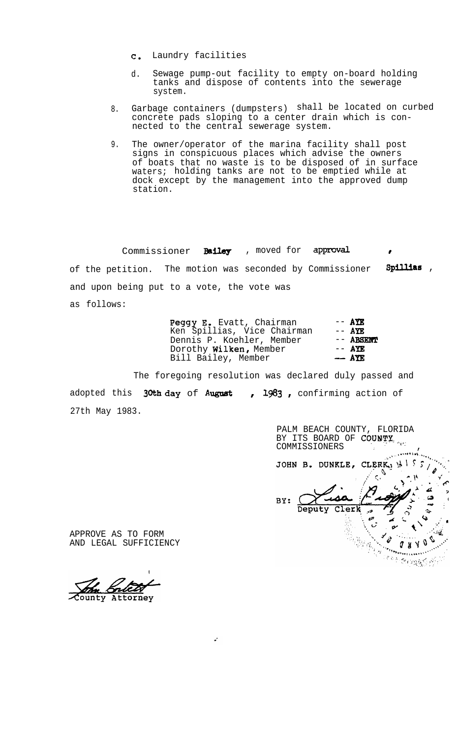c. Laundry facilities

d. Sewage pump-out facility to empty on-board holding tanks and dispose of contents into the sewerage system.

8. Garbage containers (dumpsters) shall be located on curbed concrete pads sloping to a center drain which is connected to the central sewerage system.

9. The owner/operator of the marina facility shall post signs in conspicuous places which advise the owners of boats that no waste is to be disposed of in surface waters; holding tanks are not to be emptied while at dock except by the management into the approved dump station.

Commissioner **Bailey**, moved for **approval** of the petition. The motion was seconded by Commissioner **Spillias**, and upon being put to a vote, the vote was as follows:

| | |
|---|---|
| Peggy E. Evatt, Chairman | -- AYE |
| Ken Spillias, Vice Chairman | -- AYE |
| Dennis P. Koehler, Member | -- ABSENT |
| Dorothy Wilken, Member | -- AYE |
| Bill Bailey, Member | -- AYE |

The foregoing resolution was declared duly passed and adopted this **30th day** of **August**, **1983**, confirming action of 27th May 1983.

PALM BEACH COUNTY, FLORIDA
BY ITS BOARD OF COUNTY COMMISSIONERS

JOHN B. DUNKLE, CLERK

BY: *Lisa Propp*
Deputy Clerk

APPROVE AS TO FORM
AND LEGAL SUFFICIENCY

*[signature]*
County Attorney